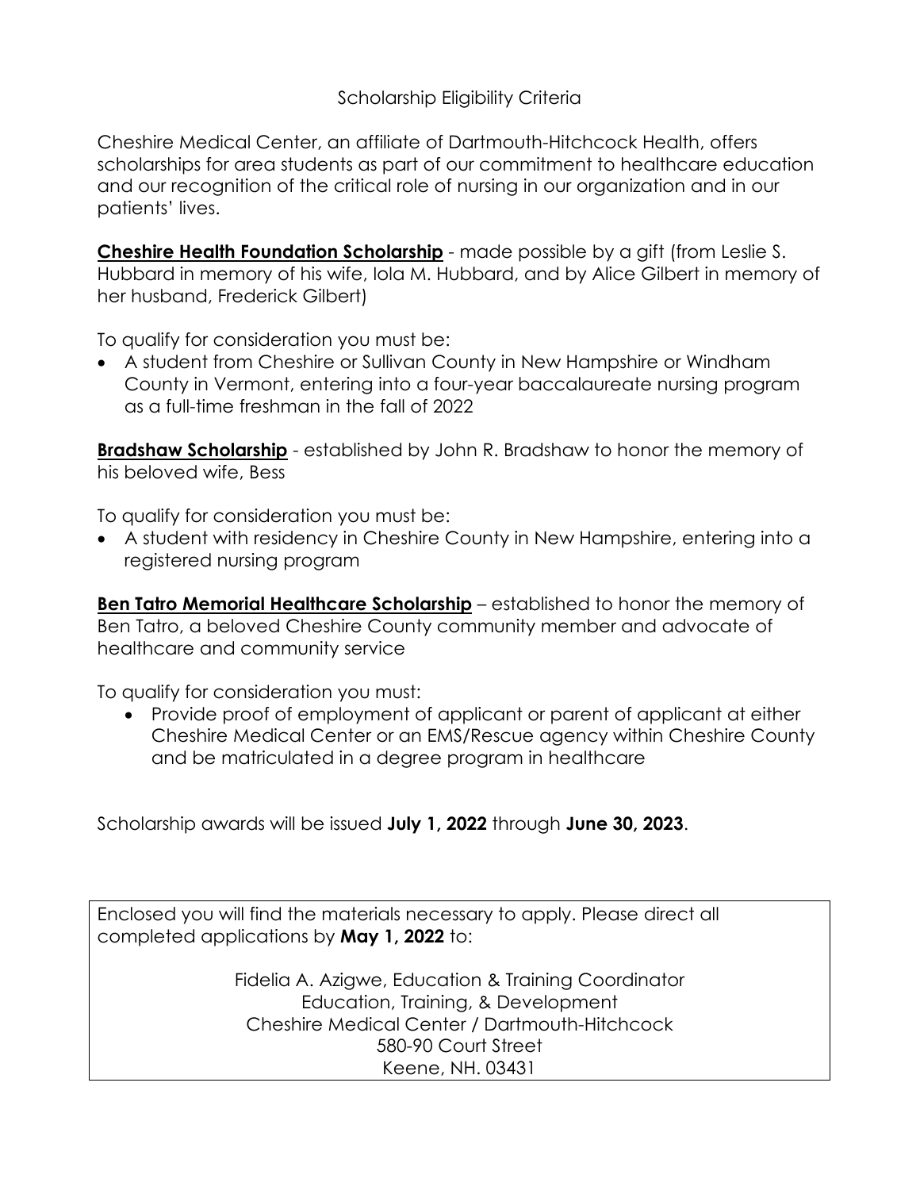# Scholarship Eligibility Criteria

Cheshire Medical Center, an affiliate of Dartmouth-Hitchcock Health, offers scholarships for area students as part of our commitment to healthcare education and our recognition of the critical role of nursing in our organization and in our patients' lives.

**Cheshire Health Foundation Scholarship** - made possible by a gift (from Leslie S. Hubbard in memory of his wife, Iola M. Hubbard, and by Alice Gilbert in memory of her husband, Frederick Gilbert)

To qualify for consideration you must be:

- A student from Cheshire or Sullivan County in New Hampshire or Windham County in Vermont, entering into a four-year baccalaureate nursing program as a full-time freshman in the fall of 2022

**Bradshaw Scholarship** - established by John R. Bradshaw to honor the memory of his beloved wife, Bess

To qualify for consideration you must be:

- A student with residency in Cheshire County in New Hampshire, entering into a registered nursing program

**Ben Tatro Memorial Healthcare Scholarship** – established to honor the memory of Ben Tatro, a beloved Cheshire County community member and advocate of healthcare and community service

To qualify for consideration you must:

- Provide proof of employment of applicant or parent of applicant at either Cheshire Medical Center or an EMS/Rescue agency within Cheshire County and be matriculated in a degree program in healthcare

Scholarship awards will be issued **July 1, 2022** through **June 30, 2023**.

Enclosed you will find the materials necessary to apply. Please direct all completed applications by **May 1, 2022** to:

Fidelia A. Azigwe, Education & Training Coordinator
Education, Training, & Development
Cheshire Medical Center / Dartmouth-Hitchcock
580-90 Court Street
Keene, NH. 03431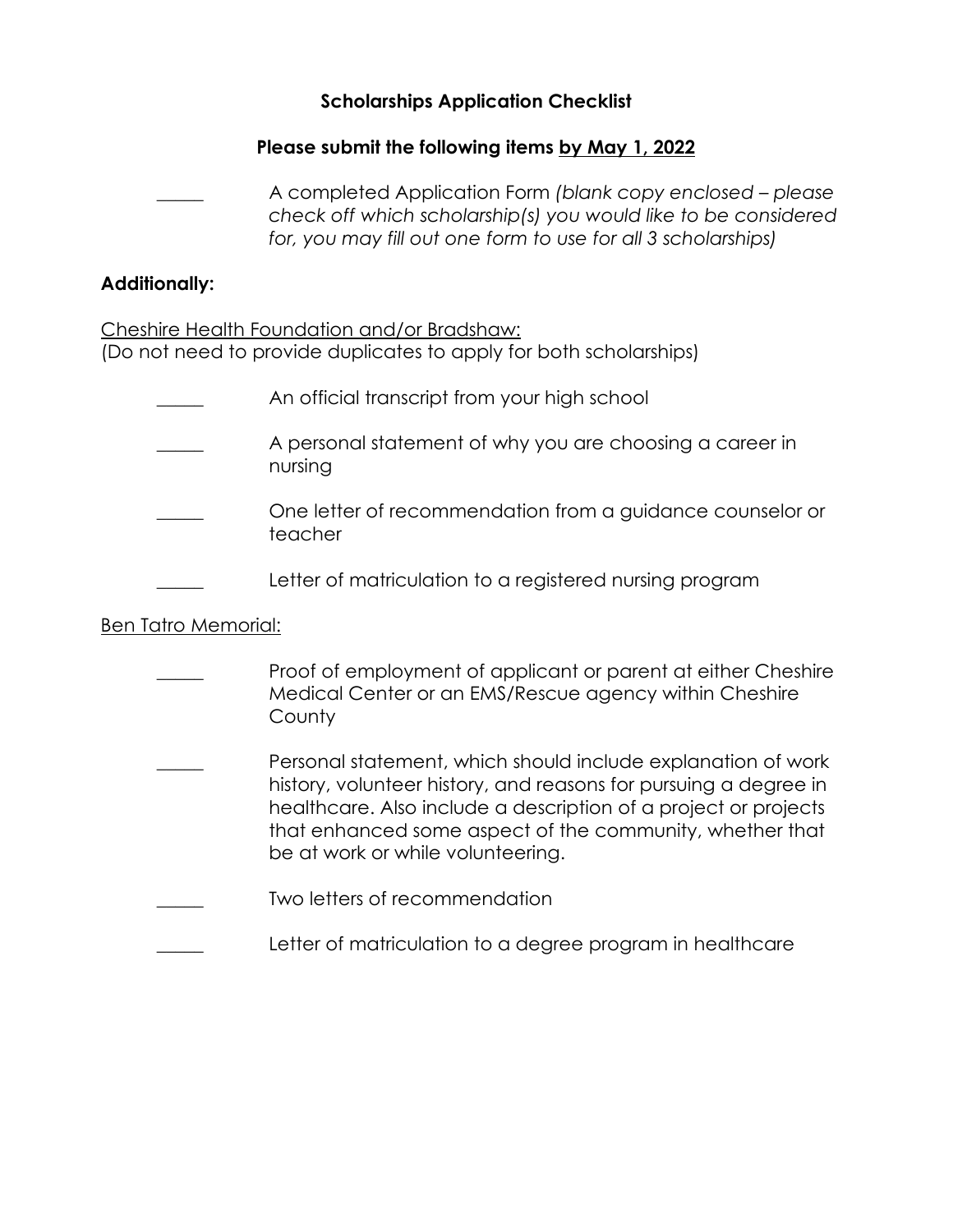## Scholarships Application Checklist

**Please submit the following items <u>by May 1, 2022</u>**

_____ A completed Application Form *(blank copy enclosed – please check off which scholarship(s) you would like to be considered for, you may fill out one form to use for all 3 scholarships)*

**Additionally:**

<u>Cheshire Health Foundation and/or Bradshaw:</u>
(Do not need to provide duplicates to apply for both scholarships)

_____ An official transcript from your high school

_____ A personal statement of why you are choosing a career in nursing

_____ One letter of recommendation from a guidance counselor or teacher

_____ Letter of matriculation to a registered nursing program

<u>Ben Tatro Memorial:</u>

_____ Proof of employment of applicant or parent at either Cheshire Medical Center or an EMS/Rescue agency within Cheshire County

_____ Personal statement, which should include explanation of work history, volunteer history, and reasons for pursuing a degree in healthcare. Also include a description of a project or projects that enhanced some aspect of the community, whether that be at work or while volunteering.

_____ Two letters of recommendation

_____ Letter of matriculation to a degree program in healthcare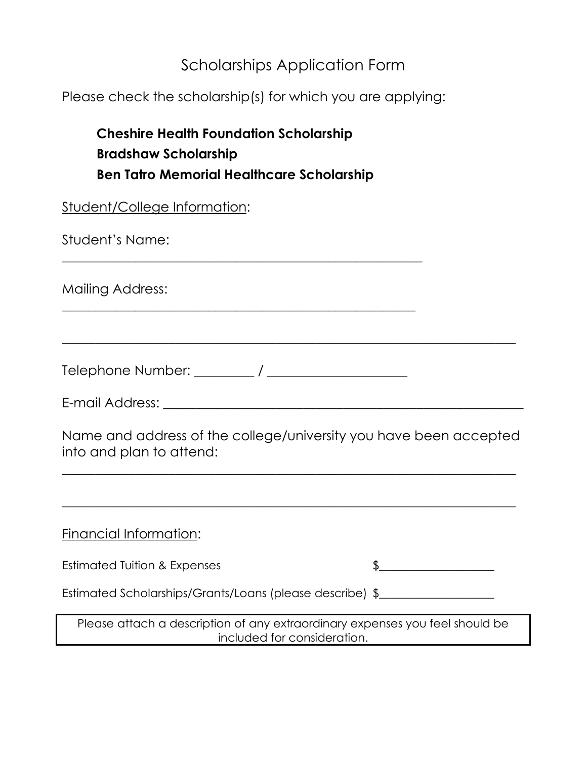# Scholarships Application Form

Please check the scholarship(s) for which you are applying:

**Cheshire Health Foundation Scholarship**
**Bradshaw Scholarship**
**Ben Tatro Memorial Healthcare Scholarship**

Student/College Information:

Student's Name:
______________________________________________________

Mailing Address:
_____________________________________________________

____________________________________________________________________

Telephone Number: _________ / _____________________

E-mail Address: ___________________________________________________

Name and address of the college/university you have been accepted into and plan to attend:
____________________________________________________________________

____________________________________________________________________

Financial Information:

Estimated Tuition & Expenses $___________________

Estimated Scholarships/Grants/Loans (please describe) $___________________

Please attach a description of any extraordinary expenses you feel should be included for consideration.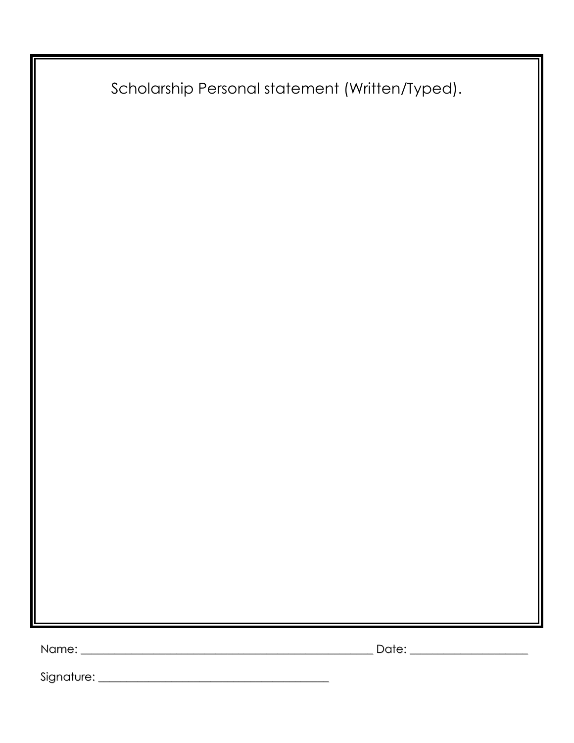Scholarship Personal statement (Written/Typed).

Name: ______________________________________________ Date: ___________________

Signature: ____________________________________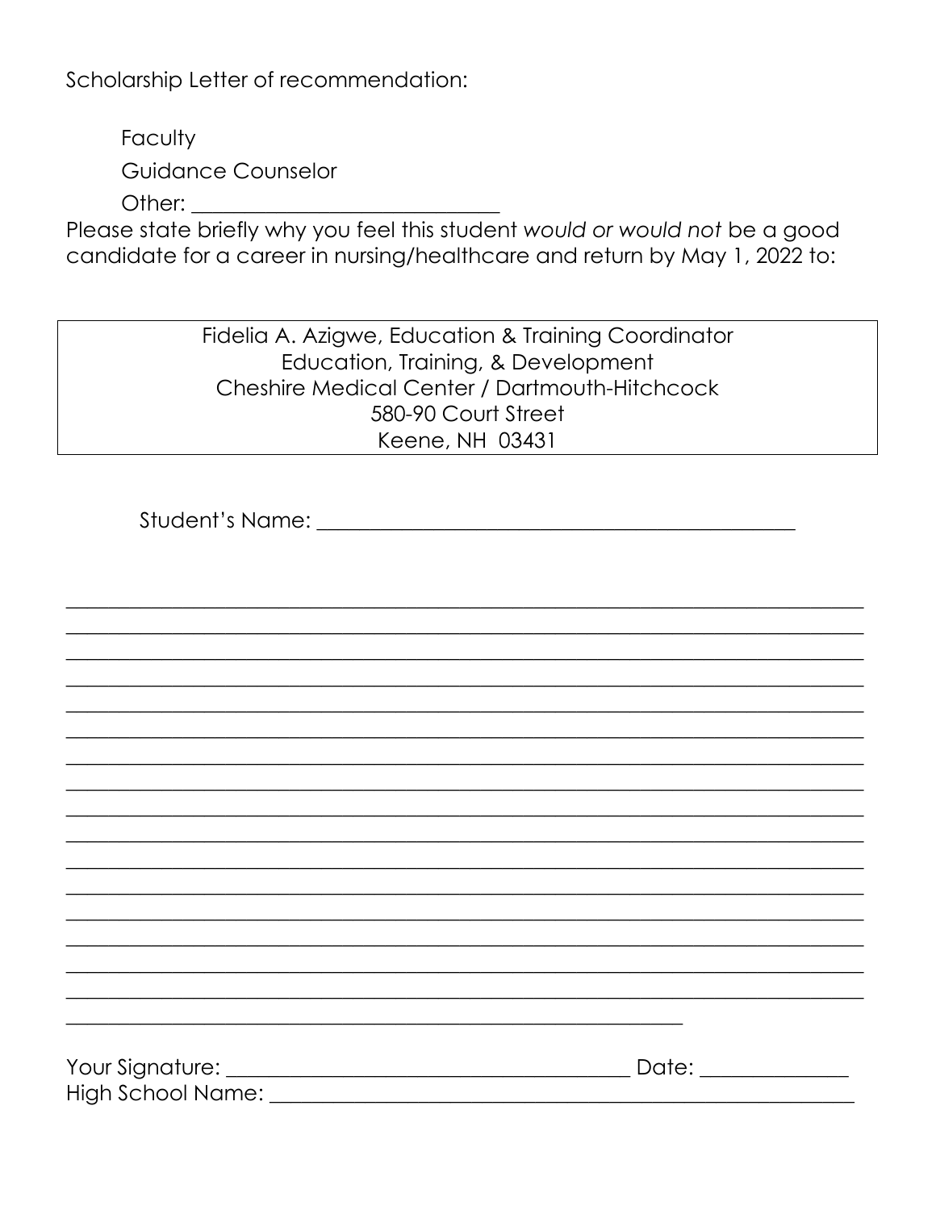Scholarship Letter of recommendation:

- Faculty
- Guidance Counselor
- Other: ____________________________

Please state briefly why you feel this student *would or would not* be a good candidate for a career in nursing/healthcare and return by May 1, 2022 to:

> Fidelia A. Azigwe, Education & Training Coordinator
> Education, Training, & Development
> Cheshire Medical Center / Dartmouth-Hitchcock
> 580-90 Court Street
> Keene, NH 03431

Student's Name: ____________________________________________

___________________________________________________________________________
___________________________________________________________________________
___________________________________________________________________________
___________________________________________________________________________
___________________________________________________________________________
___________________________________________________________________________
___________________________________________________________________________
___________________________________________________________________________
___________________________________________________________________________
___________________________________________________________________________
___________________________________________________________________________
___________________________________________________________________________
___________________________________________________________________________
___________________________________________________________________________
___________________________________________________________________________
___________________________________________________________________________
___________________________________________________________

Your Signature: ______________________________________ Date: _____________

High School Name: ____________________________________________________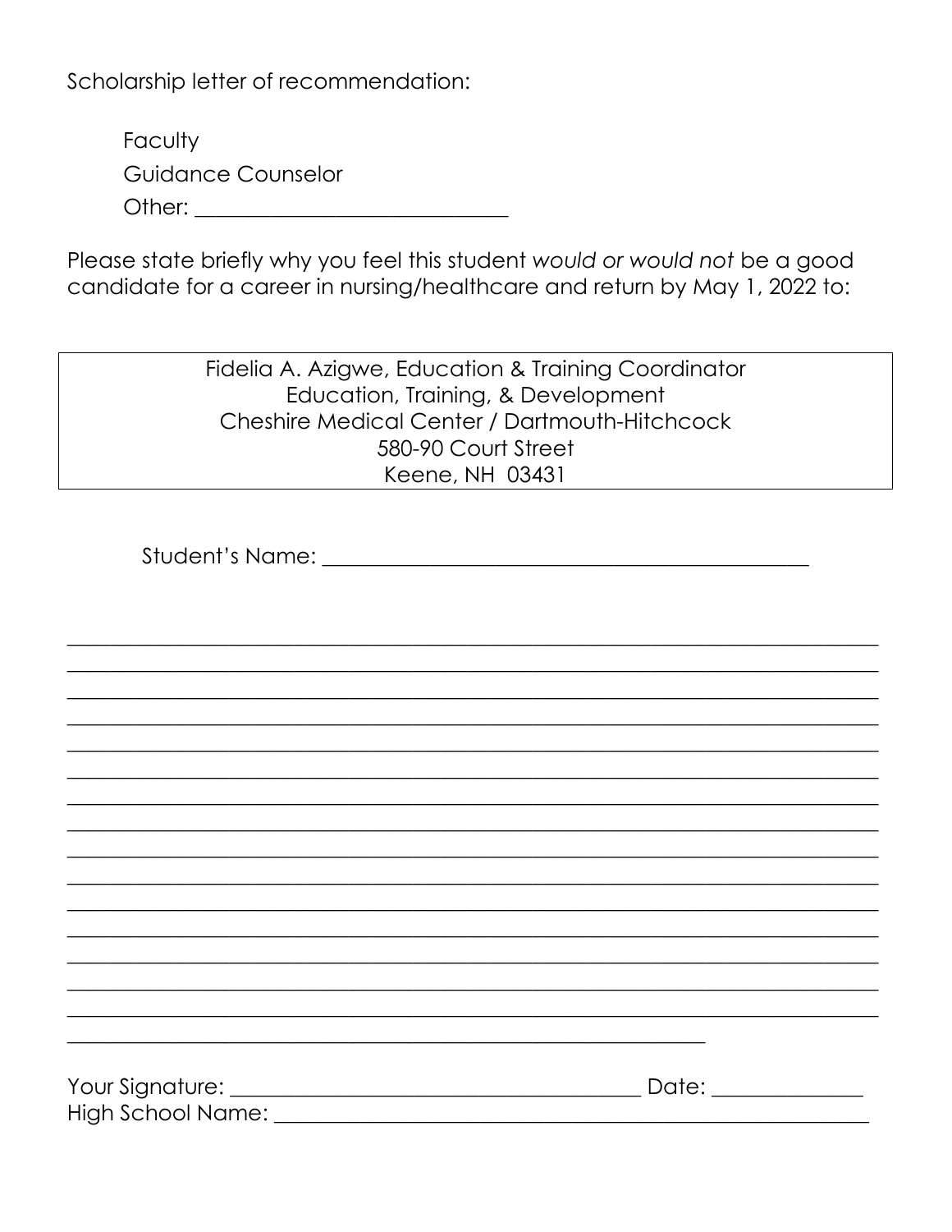Scholarship letter of recommendation:

Faculty

Guidance Counselor

Other: ____________________________

Please state briefly why you feel this student *would or would not* be a good candidate for a career in nursing/healthcare and return by May 1, 2022 to:

| |
|---|
| Fidelia A. Azigwe, Education & Training Coordinator<br>Education, Training, & Development<br>Cheshire Medical Center / Dartmouth-Hitchcock<br>580-90 Court Street<br>Keene, NH 03431 |

Student's Name: _____________________________________________

_____________________________________________________________________________
_____________________________________________________________________________
_____________________________________________________________________________
_____________________________________________________________________________
_____________________________________________________________________________
_____________________________________________________________________________
_____________________________________________________________________________
_____________________________________________________________________________
_____________________________________________________________________________
_____________________________________________________________________________
_____________________________________________________________________________
_____________________________________________________________________________
_____________________________________________________________________________
_____________________________________________________________________________
_____________________________________________________________________________
____________________________________________________________

Your Signature: ______________________________________ Date: _____________

High School Name: ________________________________________________________